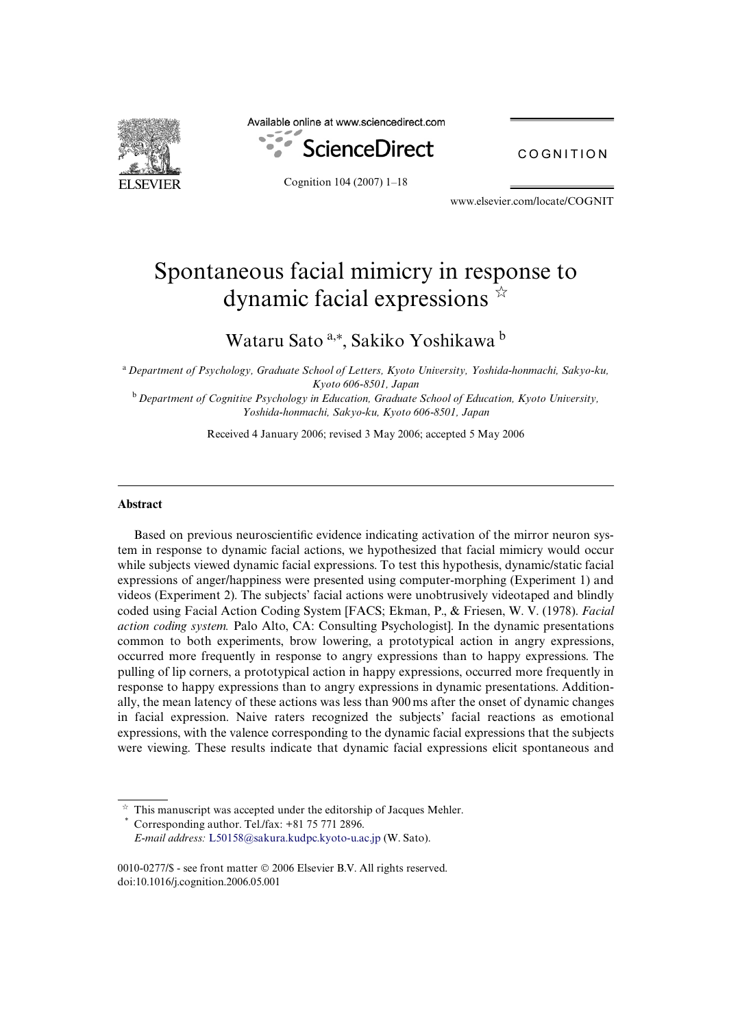# Spontaneous facial mimicry in response to dynamic facial expressions ☆

Wataru Sato [a,*], Sakiko Yoshikawa [b]

[a] *Department of Psychology, Graduate School of Letters, Kyoto University, Yoshida-honmachi, Sakyo-ku, Kyoto 606-8501, Japan*

[b] *Department of Cognitive Psychology in Education, Graduate School of Education, Kyoto University, Yoshida-honmachi, Sakyo-ku, Kyoto 606-8501, Japan*

Received 4 January 2006; revised 3 May 2006; accepted 5 May 2006

---

### Abstract

Based on previous neuroscientific evidence indicating activation of the mirror neuron system in response to dynamic facial actions, we hypothesized that facial mimicry would occur while subjects viewed dynamic facial expressions. To test this hypothesis, dynamic/static facial expressions of anger/happiness were presented using computer-morphing (Experiment 1) and videos (Experiment 2). The subjects' facial actions were unobtrusively videotaped and blindly coded using Facial Action Coding System [FACS; Ekman, P., & Friesen, W. V. (1978). *Facial action coding system.* Palo Alto, CA: Consulting Psychologist]. In the dynamic presentations common to both experiments, brow lowering, a prototypical action in angry expressions, occurred more frequently in response to angry expressions than to happy expressions. The pulling of lip corners, a prototypical action in happy expressions, occurred more frequently in response to happy expressions than to angry expressions in dynamic presentations. Additionally, the mean latency of these actions was less than 900 ms after the onset of dynamic changes in facial expression. Naive raters recognized the subjects' facial reactions as emotional expressions, with the valence corresponding to the dynamic facial expressions that the subjects were viewing. These results indicate that dynamic facial expressions elicit spontaneous and

---

☆ This manuscript was accepted under the editorship of Jacques Mehler.

\* Corresponding author. Tel./fax: +81 75 771 2896.
*E-mail address:* L50158@sakura.kudpc.kyoto-u.ac.jp (W. Sato).

0010-0277/$ - see front matter © 2006 Elsevier B.V. All rights reserved.
doi:10.1016/j.cognition.2006.05.001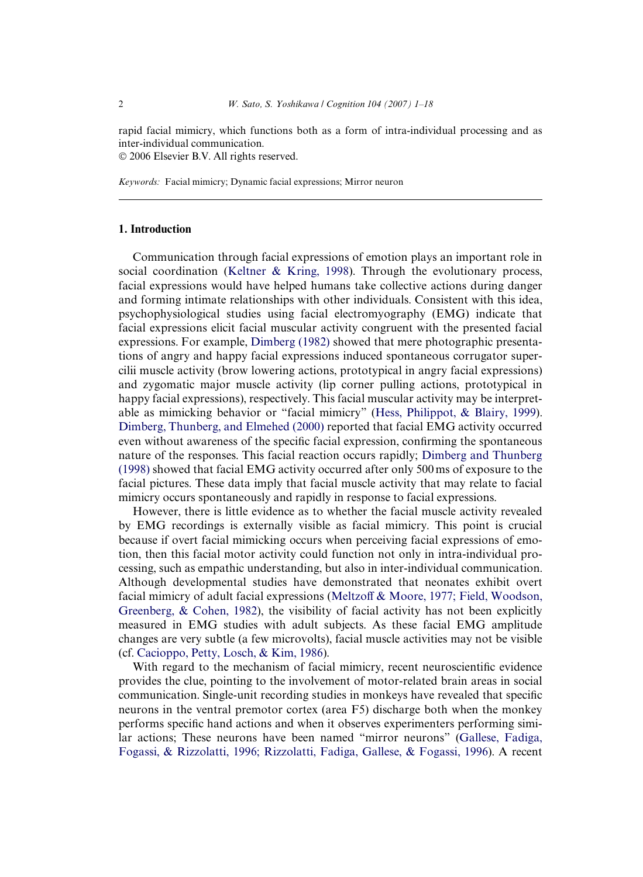rapid facial mimicry, which functions both as a form of intra-individual processing and as inter-individual communication.
© 2006 Elsevier B.V. All rights reserved.

*Keywords:* Facial mimicry; Dynamic facial expressions; Mirror neuron

## 1. Introduction

Communication through facial expressions of emotion plays an important role in social coordination (Keltner & Kring, 1998). Through the evolutionary process, facial expressions would have helped humans take collective actions during danger and forming intimate relationships with other individuals. Consistent with this idea, psychophysiological studies using facial electromyography (EMG) indicate that facial expressions elicit facial muscular activity congruent with the presented facial expressions. For example, Dimberg (1982) showed that mere photographic presentations of angry and happy facial expressions induced spontaneous corrugator supercilii muscle activity (brow lowering actions, prototypical in angry facial expressions) and zygomatic major muscle activity (lip corner pulling actions, prototypical in happy facial expressions), respectively. This facial muscular activity may be interpretable as mimicking behavior or "facial mimicry" (Hess, Philippot, & Blairy, 1999). Dimberg, Thunberg, and Elmehed (2000) reported that facial EMG activity occurred even without awareness of the specific facial expression, confirming the spontaneous nature of the responses. This facial reaction occurs rapidly; Dimberg and Thunberg (1998) showed that facial EMG activity occurred after only 500 ms of exposure to the facial pictures. These data imply that facial muscle activity that may relate to facial mimicry occurs spontaneously and rapidly in response to facial expressions.

However, there is little evidence as to whether the facial muscle activity revealed by EMG recordings is externally visible as facial mimicry. This point is crucial because if overt facial mimicking occurs when perceiving facial expressions of emotion, then this facial motor activity could function not only in intra-individual processing, such as empathic understanding, but also in inter-individual communication. Although developmental studies have demonstrated that neonates exhibit overt facial mimicry of adult facial expressions (Meltzoff & Moore, 1977; Field, Woodson, Greenberg, & Cohen, 1982), the visibility of facial activity has not been explicitly measured in EMG studies with adult subjects. As these facial EMG amplitude changes are very subtle (a few microvolts), facial muscle activities may not be visible (cf. Cacioppo, Petty, Losch, & Kim, 1986).

With regard to the mechanism of facial mimicry, recent neuroscientific evidence provides the clue, pointing to the involvement of motor-related brain areas in social communication. Single-unit recording studies in monkeys have revealed that specific neurons in the ventral premotor cortex (area F5) discharge both when the monkey performs specific hand actions and when it observes experimenters performing similar actions; These neurons have been named "mirror neurons" (Gallese, Fadiga, Fogassi, & Rizzolatti, 1996; Rizzolatti, Fadiga, Gallese, & Fogassi, 1996). A recent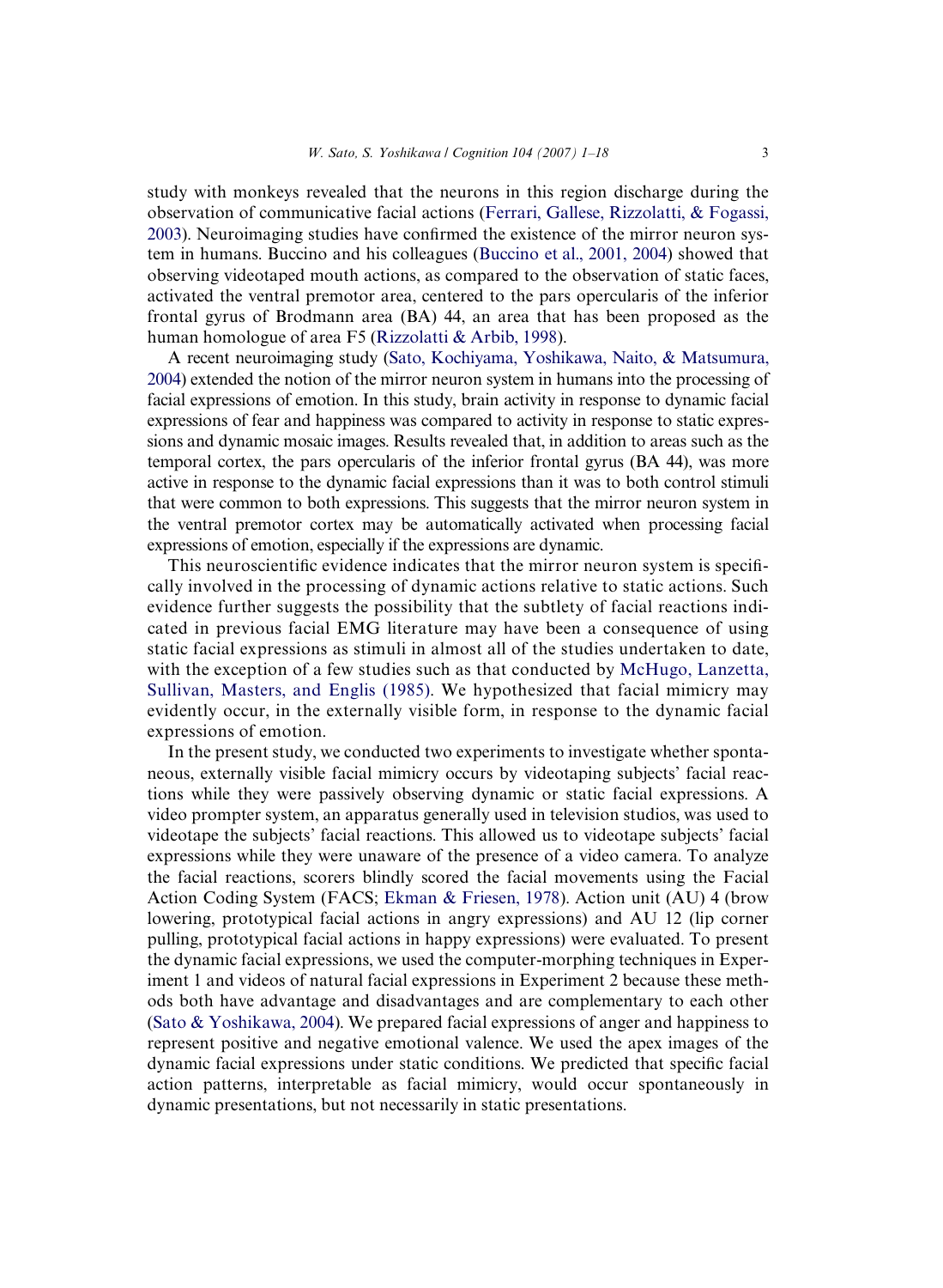study with monkeys revealed that the neurons in this region discharge during the observation of communicative facial actions (Ferrari, Gallese, Rizzolatti, & Fogassi, 2003). Neuroimaging studies have confirmed the existence of the mirror neuron system in humans. Buccino and his colleagues (Buccino et al., 2001, 2004) showed that observing videotaped mouth actions, as compared to the observation of static faces, activated the ventral premotor area, centered to the pars opercularis of the inferior frontal gyrus of Brodmann area (BA) 44, an area that has been proposed as the human homologue of area F5 (Rizzolatti & Arbib, 1998).

A recent neuroimaging study (Sato, Kochiyama, Yoshikawa, Naito, & Matsumura, 2004) extended the notion of the mirror neuron system in humans into the processing of facial expressions of emotion. In this study, brain activity in response to dynamic facial expressions of fear and happiness was compared to activity in response to static expressions and dynamic mosaic images. Results revealed that, in addition to areas such as the temporal cortex, the pars opercularis of the inferior frontal gyrus (BA 44), was more active in response to the dynamic facial expressions than it was to both control stimuli that were common to both expressions. This suggests that the mirror neuron system in the ventral premotor cortex may be automatically activated when processing facial expressions of emotion, especially if the expressions are dynamic.

This neuroscientific evidence indicates that the mirror neuron system is specifically involved in the processing of dynamic actions relative to static actions. Such evidence further suggests the possibility that the subtlety of facial reactions indicated in previous facial EMG literature may have been a consequence of using static facial expressions as stimuli in almost all of the studies undertaken to date, with the exception of a few studies such as that conducted by McHugo, Lanzetta, Sullivan, Masters, and Englis (1985). We hypothesized that facial mimicry may evidently occur, in the externally visible form, in response to the dynamic facial expressions of emotion.

In the present study, we conducted two experiments to investigate whether spontaneous, externally visible facial mimicry occurs by videotaping subjects' facial reactions while they were passively observing dynamic or static facial expressions. A video prompter system, an apparatus generally used in television studios, was used to videotape the subjects' facial reactions. This allowed us to videotape subjects' facial expressions while they were unaware of the presence of a video camera. To analyze the facial reactions, scorers blindly scored the facial movements using the Facial Action Coding System (FACS; Ekman & Friesen, 1978). Action unit (AU) 4 (brow lowering, prototypical facial actions in angry expressions) and AU 12 (lip corner pulling, prototypical facial actions in happy expressions) were evaluated. To present the dynamic facial expressions, we used the computer-morphing techniques in Experiment 1 and videos of natural facial expressions in Experiment 2 because these methods both have advantage and disadvantages and are complementary to each other (Sato & Yoshikawa, 2004). We prepared facial expressions of anger and happiness to represent positive and negative emotional valence. We used the apex images of the dynamic facial expressions under static conditions. We predicted that specific facial action patterns, interpretable as facial mimicry, would occur spontaneously in dynamic presentations, but not necessarily in static presentations.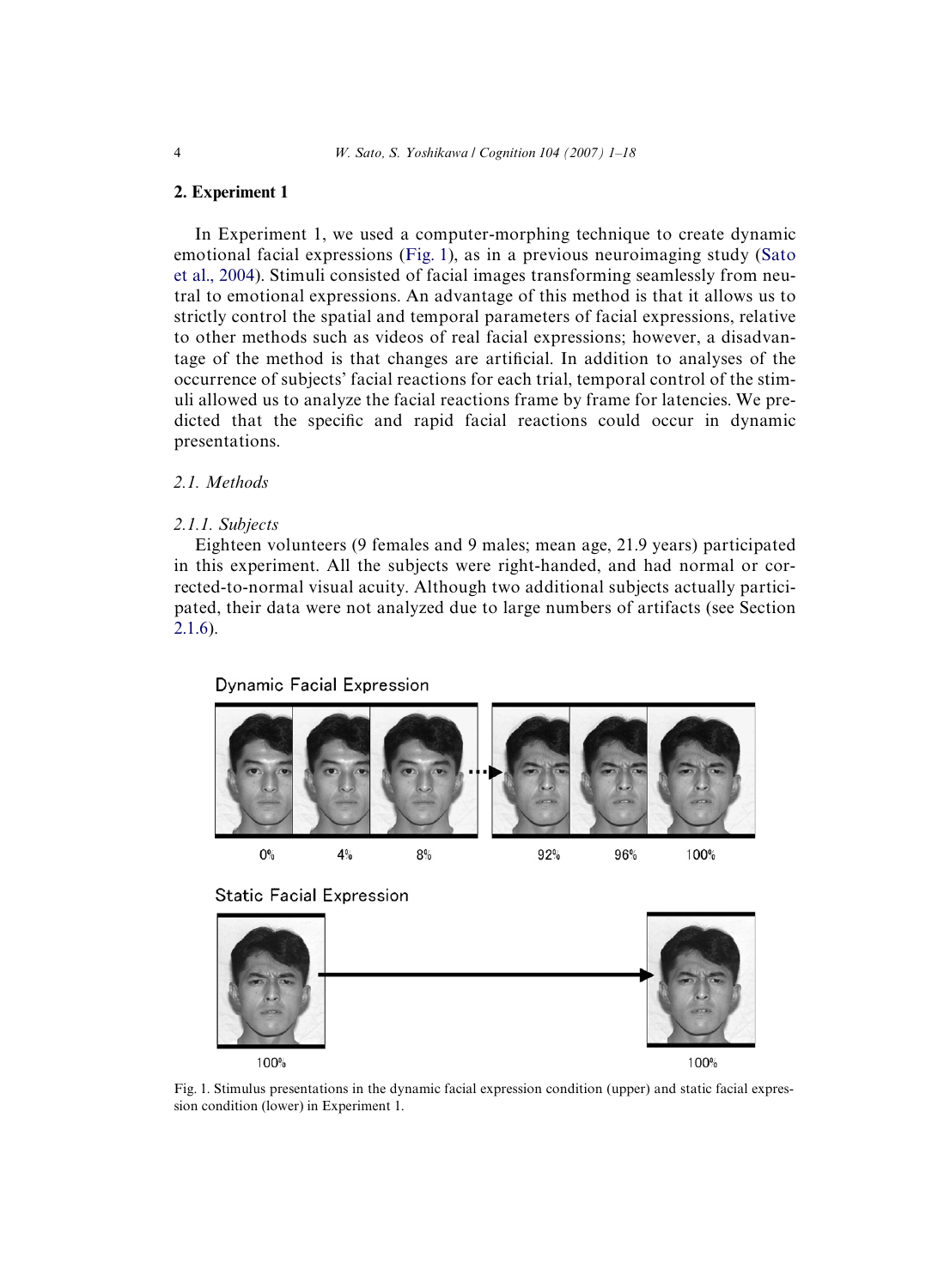## 2. Experiment 1

In Experiment 1, we used a computer-morphing technique to create dynamic emotional facial expressions (Fig. 1), as in a previous neuroimaging study (Sato et al., 2004). Stimuli consisted of facial images transforming seamlessly from neutral to emotional expressions. An advantage of this method is that it allows us to strictly control the spatial and temporal parameters of facial expressions, relative to other methods such as videos of real facial expressions; however, a disadvantage of the method is that changes are artificial. In addition to analyses of the occurrence of subjects' facial reactions for each trial, temporal control of the stimuli allowed us to analyze the facial reactions frame by frame for latencies. We predicted that the specific and rapid facial reactions could occur in dynamic presentations.

### *2.1. Methods*

#### *2.1.1. Subjects*

Eighteen volunteers (9 females and 9 males; mean age, 21.9 years) participated in this experiment. All the subjects were right-handed, and had normal or corrected-to-normal visual acuity. Although two additional subjects actually participated, their data were not analyzed due to large numbers of artifacts (see Section 2.1.6).

Dynamic Facial Expression

0%　4%　8%　92%　96%　100%

Static Facial Expression

100%　100%

Fig. 1. Stimulus presentations in the dynamic facial expression condition (upper) and static facial expression condition (lower) in Experiment 1.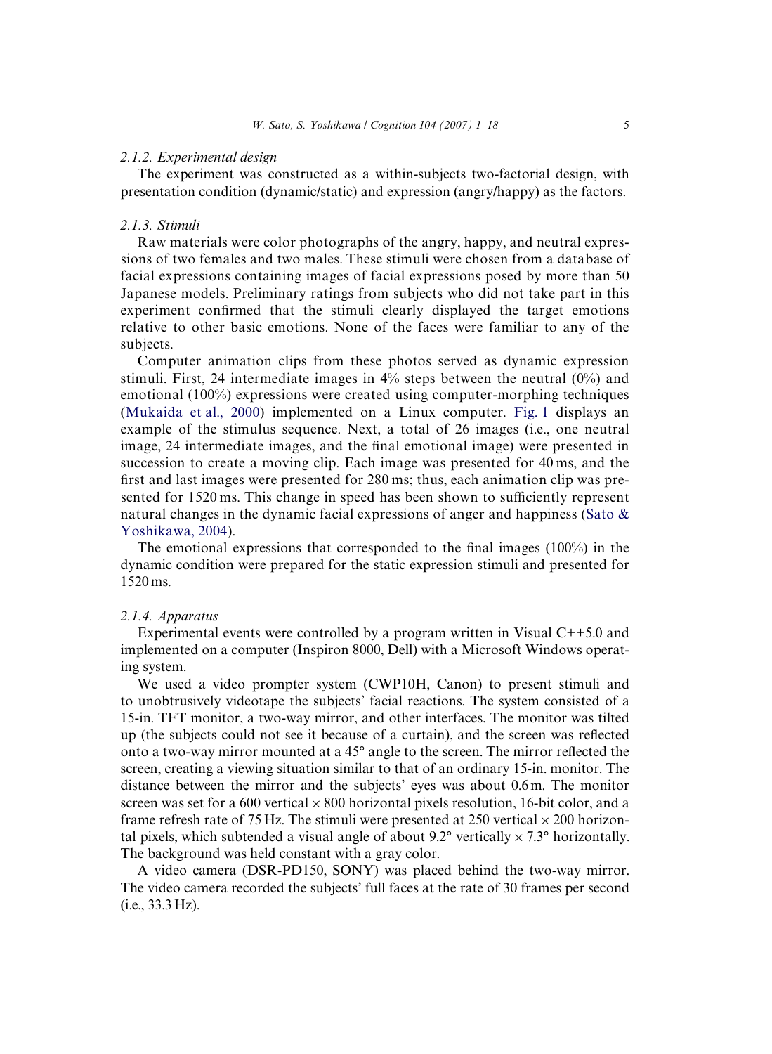### 2.1.2. Experimental design

The experiment was constructed as a within-subjects two-factorial design, with presentation condition (dynamic/static) and expression (angry/happy) as the factors.

### 2.1.3. Stimuli

Raw materials were color photographs of the angry, happy, and neutral expressions of two females and two males. These stimuli were chosen from a database of facial expressions containing images of facial expressions posed by more than 50 Japanese models. Preliminary ratings from subjects who did not take part in this experiment confirmed that the stimuli clearly displayed the target emotions relative to other basic emotions. None of the faces were familiar to any of the subjects.

Computer animation clips from these photos served as dynamic expression stimuli. First, 24 intermediate images in 4% steps between the neutral (0%) and emotional (100%) expressions were created using computer-morphing techniques (Mukaida et al., 2000) implemented on a Linux computer. Fig. 1 displays an example of the stimulus sequence. Next, a total of 26 images (i.e., one neutral image, 24 intermediate images, and the final emotional image) were presented in succession to create a moving clip. Each image was presented for 40 ms, and the first and last images were presented for 280 ms; thus, each animation clip was presented for 1520 ms. This change in speed has been shown to sufficiently represent natural changes in the dynamic facial expressions of anger and happiness (Sato & Yoshikawa, 2004).

The emotional expressions that corresponded to the final images (100%) in the dynamic condition were prepared for the static expression stimuli and presented for 1520 ms.

### 2.1.4. Apparatus

Experimental events were controlled by a program written in Visual C++5.0 and implemented on a computer (Inspiron 8000, Dell) with a Microsoft Windows operating system.

We used a video prompter system (CWP10H, Canon) to present stimuli and to unobtrusively videotape the subjects' facial reactions. The system consisted of a 15-in. TFT monitor, a two-way mirror, and other interfaces. The monitor was tilted up (the subjects could not see it because of a curtain), and the screen was reflected onto a two-way mirror mounted at a 45° angle to the screen. The mirror reflected the screen, creating a viewing situation similar to that of an ordinary 15-in. monitor. The distance between the mirror and the subjects' eyes was about 0.6 m. The monitor screen was set for a 600 vertical × 800 horizontal pixels resolution, 16-bit color, and a frame refresh rate of 75 Hz. The stimuli were presented at 250 vertical × 200 horizontal pixels, which subtended a visual angle of about 9.2° vertically × 7.3° horizontally. The background was held constant with a gray color.

A video camera (DSR-PD150, SONY) was placed behind the two-way mirror. The video camera recorded the subjects' full faces at the rate of 30 frames per second (i.e., 33.3 Hz).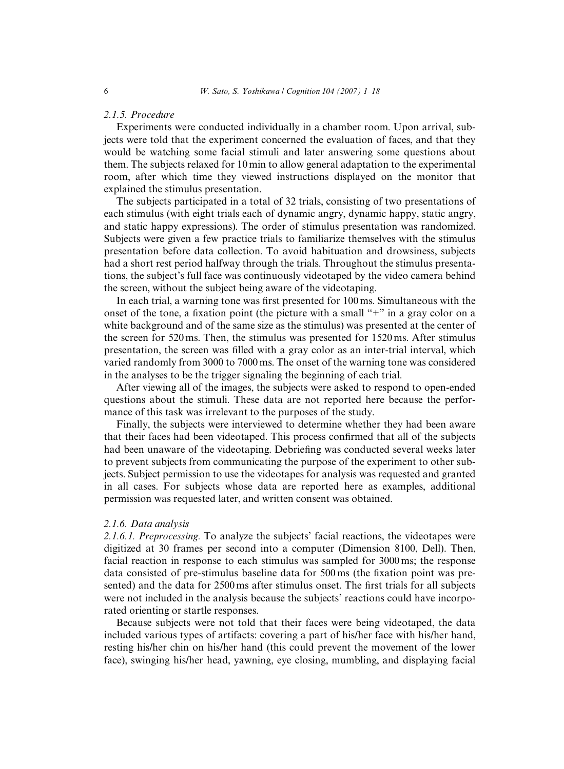### 2.1.5. Procedure

Experiments were conducted individually in a chamber room. Upon arrival, subjects were told that the experiment concerned the evaluation of faces, and that they would be watching some facial stimuli and later answering some questions about them. The subjects relaxed for 10 min to allow general adaptation to the experimental room, after which time they viewed instructions displayed on the monitor that explained the stimulus presentation.

The subjects participated in a total of 32 trials, consisting of two presentations of each stimulus (with eight trials each of dynamic angry, dynamic happy, static angry, and static happy expressions). The order of stimulus presentation was randomized. Subjects were given a few practice trials to familiarize themselves with the stimulus presentation before data collection. To avoid habituation and drowsiness, subjects had a short rest period halfway through the trials. Throughout the stimulus presentations, the subject's full face was continuously videotaped by the video camera behind the screen, without the subject being aware of the videotaping.

In each trial, a warning tone was first presented for 100 ms. Simultaneous with the onset of the tone, a fixation point (the picture with a small "+" in a gray color on a white background and of the same size as the stimulus) was presented at the center of the screen for 520 ms. Then, the stimulus was presented for 1520 ms. After stimulus presentation, the screen was filled with a gray color as an inter-trial interval, which varied randomly from 3000 to 7000 ms. The onset of the warning tone was considered in the analyses to be the trigger signaling the beginning of each trial.

After viewing all of the images, the subjects were asked to respond to open-ended questions about the stimuli. These data are not reported here because the performance of this task was irrelevant to the purposes of the study.

Finally, the subjects were interviewed to determine whether they had been aware that their faces had been videotaped. This process confirmed that all of the subjects had been unaware of the videotaping. Debriefing was conducted several weeks later to prevent subjects from communicating the purpose of the experiment to other subjects. Subject permission to use the videotapes for analysis was requested and granted in all cases. For subjects whose data are reported here as examples, additional permission was requested later, and written consent was obtained.

### 2.1.6. Data analysis

*2.1.6.1. Preprocessing.* To analyze the subjects' facial reactions, the videotapes were digitized at 30 frames per second into a computer (Dimension 8100, Dell). Then, facial reaction in response to each stimulus was sampled for 3000 ms; the response data consisted of pre-stimulus baseline data for 500 ms (the fixation point was presented) and the data for 2500 ms after stimulus onset. The first trials for all subjects were not included in the analysis because the subjects' reactions could have incorporated orienting or startle responses.

Because subjects were not told that their faces were being videotaped, the data included various types of artifacts: covering a part of his/her face with his/her hand, resting his/her chin on his/her hand (this could prevent the movement of the lower face), swinging his/her head, yawning, eye closing, mumbling, and displaying facial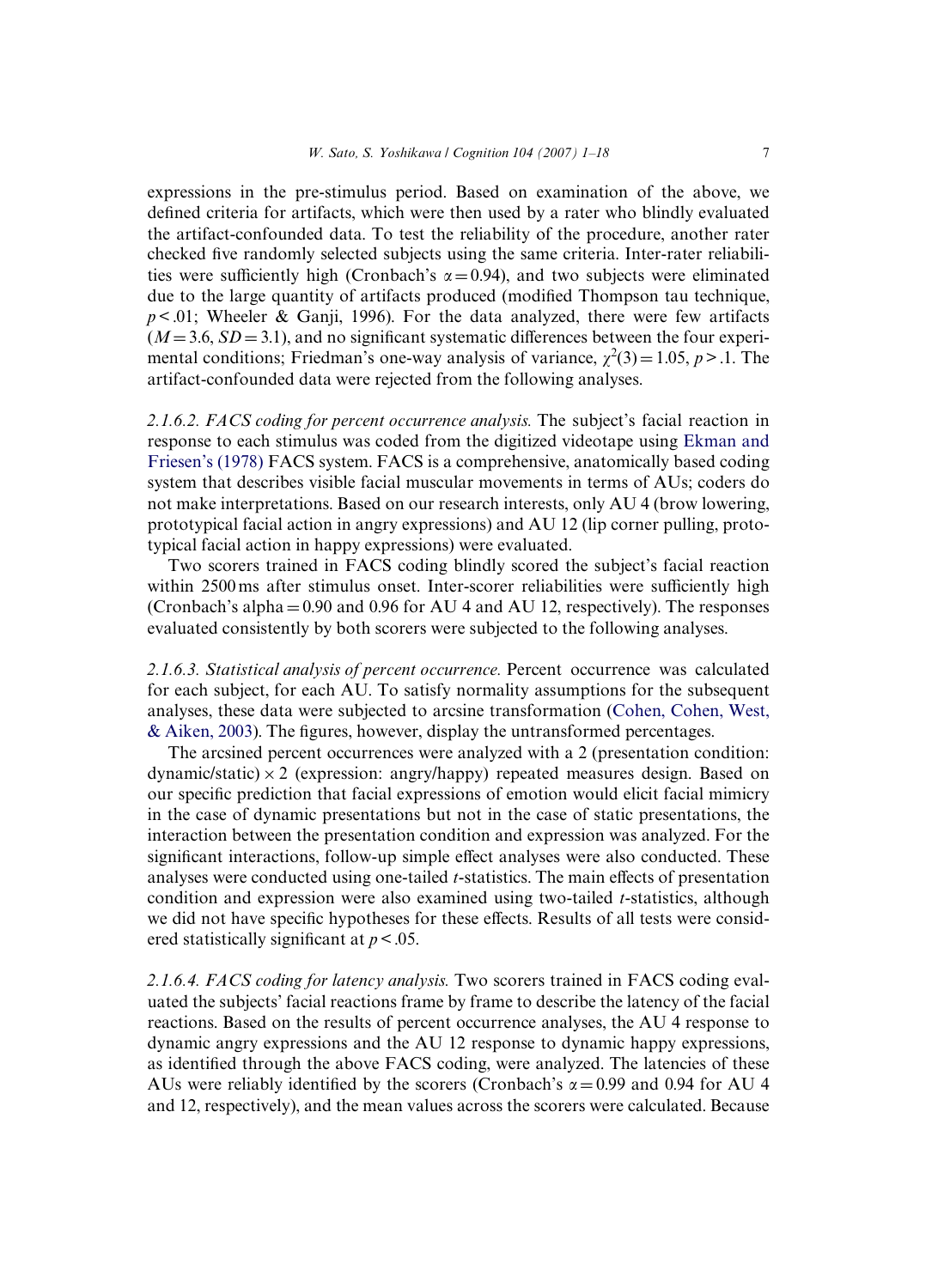expressions in the pre-stimulus period. Based on examination of the above, we defined criteria for artifacts, which were then used by a rater who blindly evaluated the artifact-confounded data. To test the reliability of the procedure, another rater checked five randomly selected subjects using the same criteria. Inter-rater reliabilities were sufficiently high (Cronbach's $\alpha = 0.94$), and two subjects were eliminated due to the large quantity of artifacts produced (modified Thompson tau technique, $p < .01$; Wheeler & Ganji, 1996). For the data analyzed, there were few artifacts ($M = 3.6$, $SD = 3.1$), and no significant systematic differences between the four experimental conditions; Friedman's one-way analysis of variance, $\chi^2(3) = 1.05$, $p > .1$. The artifact-confounded data were rejected from the following analyses.

*2.1.6.2. FACS coding for percent occurrence analysis.* The subject's facial reaction in response to each stimulus was coded from the digitized videotape using Ekman and Friesen's (1978) FACS system. FACS is a comprehensive, anatomically based coding system that describes visible facial muscular movements in terms of AUs; coders do not make interpretations. Based on our research interests, only AU 4 (brow lowering, prototypical facial action in angry expressions) and AU 12 (lip corner pulling, prototypical facial action in happy expressions) were evaluated.

Two scorers trained in FACS coding blindly scored the subject's facial reaction within 2500 ms after stimulus onset. Inter-scorer reliabilities were sufficiently high (Cronbach's alpha = 0.90 and 0.96 for AU 4 and AU 12, respectively). The responses evaluated consistently by both scorers were subjected to the following analyses.

*2.1.6.3. Statistical analysis of percent occurrence.* Percent occurrence was calculated for each subject, for each AU. To satisfy normality assumptions for the subsequent analyses, these data were subjected to arcsine transformation (Cohen, Cohen, West, & Aiken, 2003). The figures, however, display the untransformed percentages.

The arcsined percent occurrences were analyzed with a 2 (presentation condition: dynamic/static) × 2 (expression: angry/happy) repeated measures design. Based on our specific prediction that facial expressions of emotion would elicit facial mimicry in the case of dynamic presentations but not in the case of static presentations, the interaction between the presentation condition and expression was analyzed. For the significant interactions, follow-up simple effect analyses were also conducted. These analyses were conducted using one-tailed $t$-statistics. The main effects of presentation condition and expression were also examined using two-tailed $t$-statistics, although we did not have specific hypotheses for these effects. Results of all tests were considered statistically significant at $p < .05$.

*2.1.6.4. FACS coding for latency analysis.* Two scorers trained in FACS coding evaluated the subjects' facial reactions frame by frame to describe the latency of the facial reactions. Based on the results of percent occurrence analyses, the AU 4 response to dynamic angry expressions and the AU 12 response to dynamic happy expressions, as identified through the above FACS coding, were analyzed. The latencies of these AUs were reliably identified by the scorers (Cronbach's $\alpha = 0.99$ and 0.94 for AU 4 and 12, respectively), and the mean values across the scorers were calculated. Because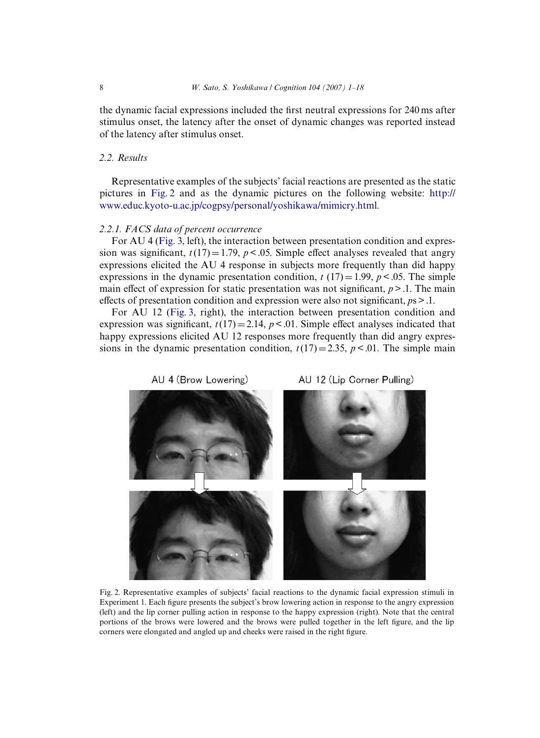the dynamic facial expressions included the first neutral expressions for 240 ms after stimulus onset, the latency after the onset of dynamic changes was reported instead of the latency after stimulus onset.

### 2.2. Results

Representative examples of the subjects' facial reactions are presented as the static pictures in Fig. 2 and as the dynamic pictures on the following website: http://www.educ.kyoto-u.ac.jp/cogpsy/personal/yoshikawa/mimicry.html.

#### 2.2.1. FACS data of percent occurrence

For AU 4 (Fig. 3, left), the interaction between presentation condition and expression was significant, $t(17) = 1.79$, $p < .05$. Simple effect analyses revealed that angry expressions elicited the AU 4 response in subjects more frequently than did happy expressions in the dynamic presentation condition, $t\ (17) = 1.99$, $p < .05$. The simple main effect of expression for static presentation was not significant, $p > .1$. The main effects of presentation condition and expression were also not significant, $ps > .1$.

For AU 12 (Fig. 3, right), the interaction between presentation condition and expression was significant, $t(17) = 2.14$, $p < .01$. Simple effect analyses indicated that happy expressions elicited AU 12 responses more frequently than did angry expressions in the dynamic presentation condition, $t(17) = 2.35$, $p < .01$. The simple main

AU 4 (Brow Lowering) AU 12 (Lip Corner Pulling)

Fig. 2. Representative examples of subjects' facial reactions to the dynamic facial expression stimuli in Experiment 1. Each figure presents the subject's brow lowering action in response to the angry expression (left) and the lip corner pulling action in response to the happy expression (right). Note that the central portions of the brows were lowered and the brows were pulled together in the left figure, and the lip corners were elongated and angled up and cheeks were raised in the right figure.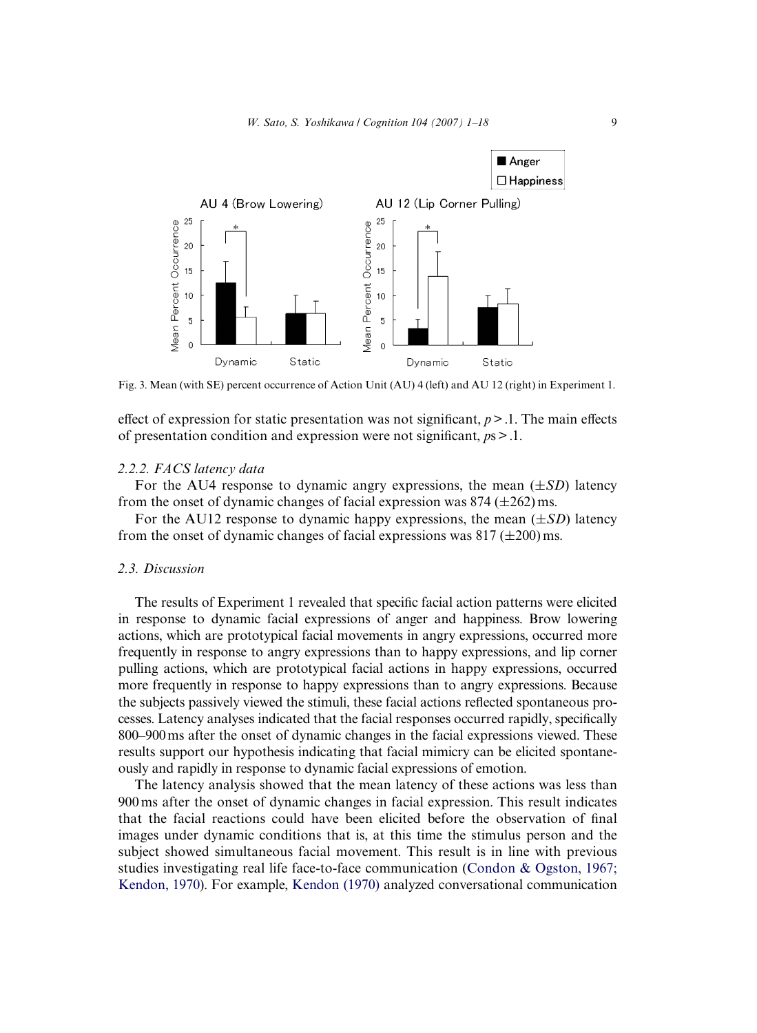Fig. 3. Mean (with SE) percent occurrence of Action Unit (AU) 4 (left) and AU 12 (right) in Experiment 1.

effect of expression for static presentation was not significant, $p > .1$. The main effects of presentation condition and expression were not significant, $ps > .1$.

### 2.2.2. FACS latency data

For the AU4 response to dynamic angry expressions, the mean ($\pm SD$) latency from the onset of dynamic changes of facial expression was 874 ($\pm$262) ms.

For the AU12 response to dynamic happy expressions, the mean ($\pm SD$) latency from the onset of dynamic changes of facial expressions was 817 ($\pm$200) ms.

## 2.3. Discussion

The results of Experiment 1 revealed that specific facial action patterns were elicited in response to dynamic facial expressions of anger and happiness. Brow lowering actions, which are prototypical facial movements in angry expressions, occurred more frequently in response to angry expressions than to happy expressions, and lip corner pulling actions, which are prototypical facial actions in happy expressions, occurred more frequently in response to happy expressions than to angry expressions. Because the subjects passively viewed the stimuli, these facial actions reflected spontaneous processes. Latency analyses indicated that the facial responses occurred rapidly, specifically 800–900 ms after the onset of dynamic changes in the facial expressions viewed. These results support our hypothesis indicating that facial mimicry can be elicited spontaneously and rapidly in response to dynamic facial expressions of emotion.

The latency analysis showed that the mean latency of these actions was less than 900 ms after the onset of dynamic changes in facial expression. This result indicates that the facial reactions could have been elicited before the observation of final images under dynamic conditions that is, at this time the stimulus person and the subject showed simultaneous facial movement. This result is in line with previous studies investigating real life face-to-face communication (Condon & Ogston, 1967; Kendon, 1970). For example, Kendon (1970) analyzed conversational communication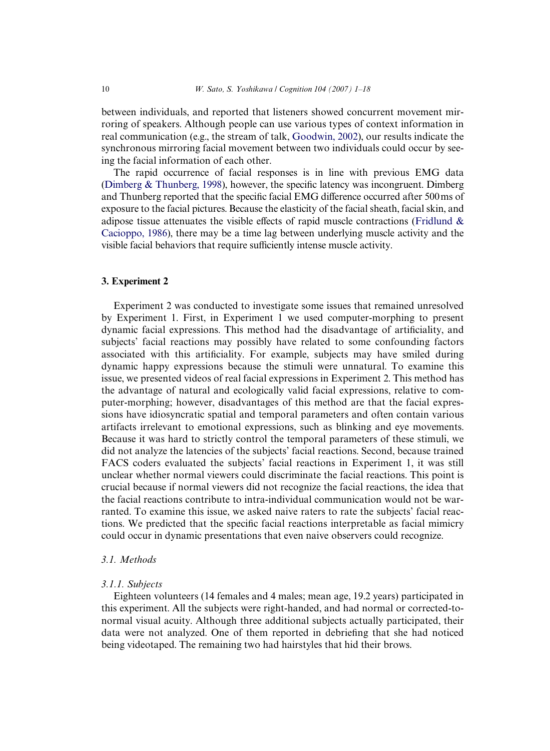between individuals, and reported that listeners showed concurrent movement mirroring of speakers. Although people can use various types of context information in real communication (e.g., the stream of talk, Goodwin, 2002), our results indicate the synchronous mirroring facial movement between two individuals could occur by seeing the facial information of each other.

The rapid occurrence of facial responses is in line with previous EMG data (Dimberg & Thunberg, 1998), however, the specific latency was incongruent. Dimberg and Thunberg reported that the specific facial EMG difference occurred after 500 ms of exposure to the facial pictures. Because the elasticity of the facial sheath, facial skin, and adipose tissue attenuates the visible effects of rapid muscle contractions (Fridlund & Cacioppo, 1986), there may be a time lag between underlying muscle activity and the visible facial behaviors that require sufficiently intense muscle activity.

## 3. Experiment 2

Experiment 2 was conducted to investigate some issues that remained unresolved by Experiment 1. First, in Experiment 1 we used computer-morphing to present dynamic facial expressions. This method had the disadvantage of artificiality, and subjects' facial reactions may possibly have related to some confounding factors associated with this artificiality. For example, subjects may have smiled during dynamic happy expressions because the stimuli were unnatural. To examine this issue, we presented videos of real facial expressions in Experiment 2. This method has the advantage of natural and ecologically valid facial expressions, relative to computer-morphing; however, disadvantages of this method are that the facial expressions have idiosyncratic spatial and temporal parameters and often contain various artifacts irrelevant to emotional expressions, such as blinking and eye movements. Because it was hard to strictly control the temporal parameters of these stimuli, we did not analyze the latencies of the subjects' facial reactions. Second, because trained FACS coders evaluated the subjects' facial reactions in Experiment 1, it was still unclear whether normal viewers could discriminate the facial reactions. This point is crucial because if normal viewers did not recognize the facial reactions, the idea that the facial reactions contribute to intra-individual communication would not be warranted. To examine this issue, we asked naive raters to rate the subjects' facial reactions. We predicted that the specific facial reactions interpretable as facial mimicry could occur in dynamic presentations that even naive observers could recognize.

### 3.1. Methods

#### 3.1.1. Subjects

Eighteen volunteers (14 females and 4 males; mean age, 19.2 years) participated in this experiment. All the subjects were right-handed, and had normal or corrected-to-normal visual acuity. Although three additional subjects actually participated, their data were not analyzed. One of them reported in debriefing that she had noticed being videotaped. The remaining two had hairstyles that hid their brows.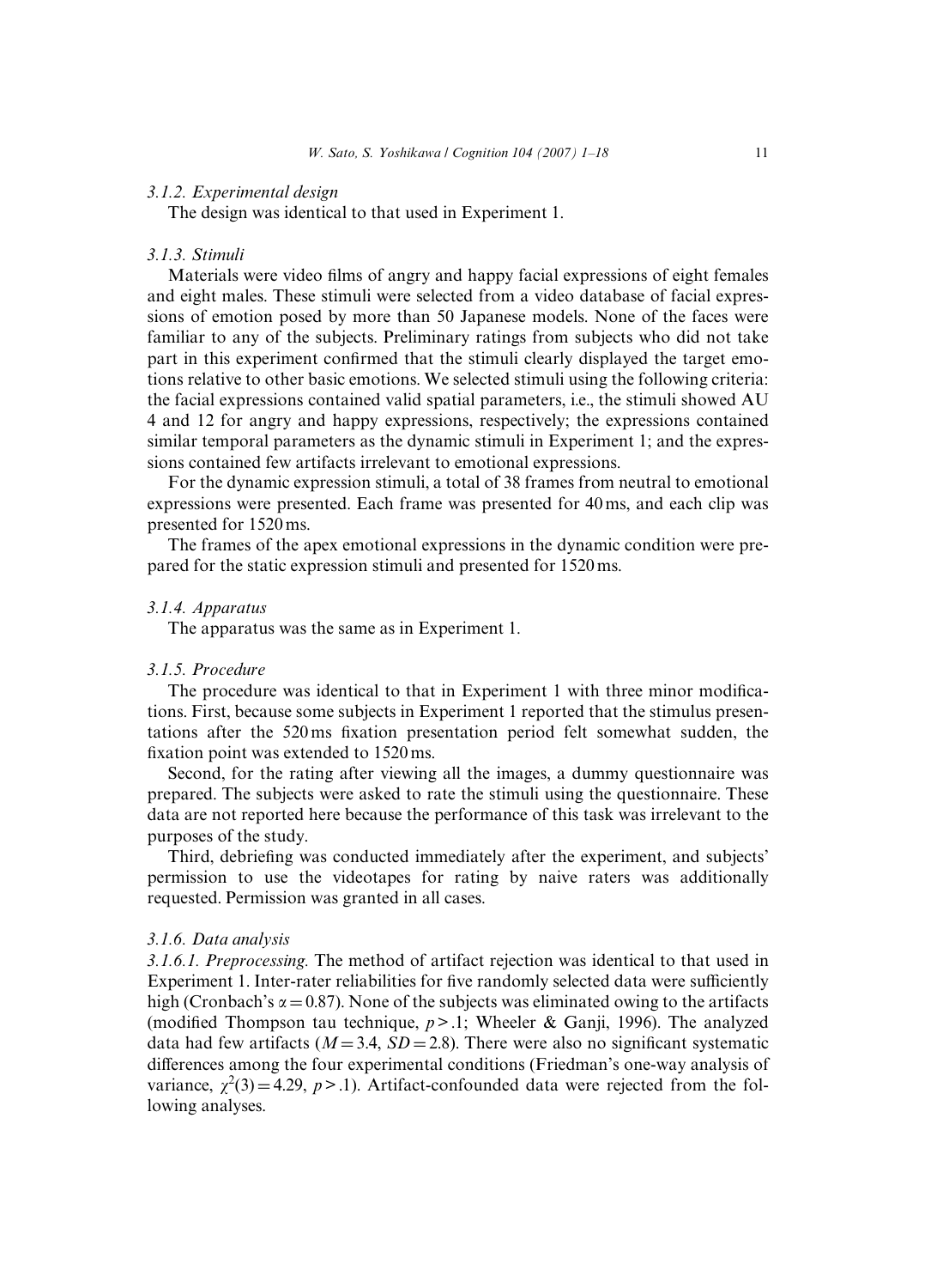### 3.1.2. Experimental design

The design was identical to that used in Experiment 1.

### 3.1.3. Stimuli

Materials were video films of angry and happy facial expressions of eight females and eight males. These stimuli were selected from a video database of facial expressions of emotion posed by more than 50 Japanese models. None of the faces were familiar to any of the subjects. Preliminary ratings from subjects who did not take part in this experiment confirmed that the stimuli clearly displayed the target emotions relative to other basic emotions. We selected stimuli using the following criteria: the facial expressions contained valid spatial parameters, i.e., the stimuli showed AU 4 and 12 for angry and happy expressions, respectively; the expressions contained similar temporal parameters as the dynamic stimuli in Experiment 1; and the expressions contained few artifacts irrelevant to emotional expressions.

For the dynamic expression stimuli, a total of 38 frames from neutral to emotional expressions were presented. Each frame was presented for 40 ms, and each clip was presented for 1520 ms.

The frames of the apex emotional expressions in the dynamic condition were prepared for the static expression stimuli and presented for 1520 ms.

### 3.1.4. Apparatus

The apparatus was the same as in Experiment 1.

### 3.1.5. Procedure

The procedure was identical to that in Experiment 1 with three minor modifications. First, because some subjects in Experiment 1 reported that the stimulus presentations after the 520 ms fixation presentation period felt somewhat sudden, the fixation point was extended to 1520 ms.

Second, for the rating after viewing all the images, a dummy questionnaire was prepared. The subjects were asked to rate the stimuli using the questionnaire. These data are not reported here because the performance of this task was irrelevant to the purposes of the study.

Third, debriefing was conducted immediately after the experiment, and subjects' permission to use the videotapes for rating by naive raters was additionally requested. Permission was granted in all cases.

### 3.1.6. Data analysis

*3.1.6.1. Preprocessing.* The method of artifact rejection was identical to that used in Experiment 1. Inter-rater reliabilities for five randomly selected data were sufficiently high (Cronbach's $\alpha = 0.87$). None of the subjects was eliminated owing to the artifacts (modified Thompson tau technique, $p > .1$; Wheeler & Ganji, 1996). The analyzed data had few artifacts ($M = 3.4$, $SD = 2.8$). There were also no significant systematic differences among the four experimental conditions (Friedman's one-way analysis of variance, $\chi^2(3) = 4.29$, $p > .1$). Artifact-confounded data were rejected from the following analyses.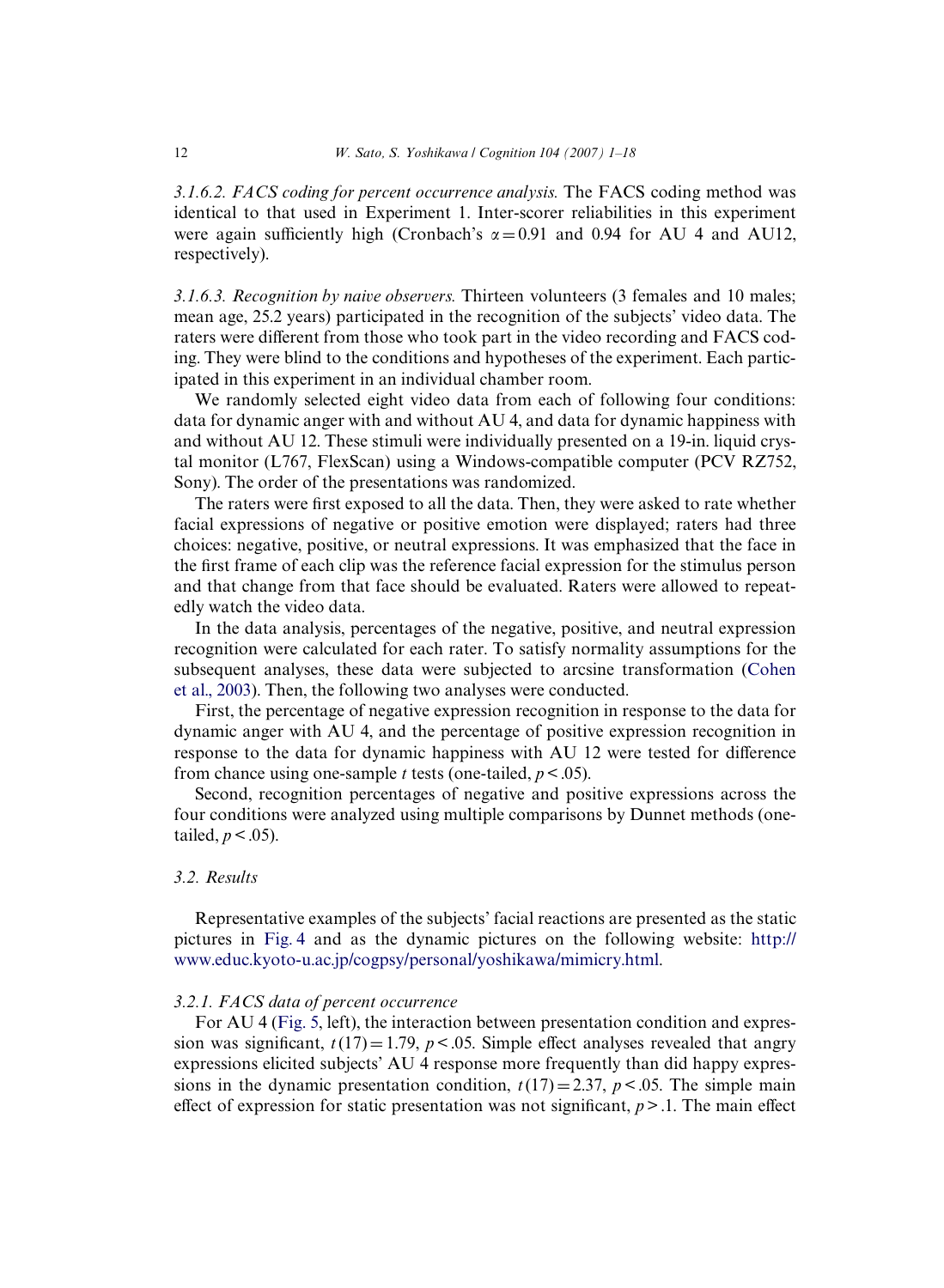*3.1.6.2. FACS coding for percent occurrence analysis.* The FACS coding method was identical to that used in Experiment 1. Inter-scorer reliabilities in this experiment were again sufficiently high (Cronbach's $\alpha = 0.91$ and 0.94 for AU 4 and AU12, respectively).

*3.1.6.3. Recognition by naive observers.* Thirteen volunteers (3 females and 10 males; mean age, 25.2 years) participated in the recognition of the subjects' video data. The raters were different from those who took part in the video recording and FACS coding. They were blind to the conditions and hypotheses of the experiment. Each participated in this experiment in an individual chamber room.

We randomly selected eight video data from each of following four conditions: data for dynamic anger with and without AU 4, and data for dynamic happiness with and without AU 12. These stimuli were individually presented on a 19-in. liquid crystal monitor (L767, FlexScan) using a Windows-compatible computer (PCV RZ752, Sony). The order of the presentations was randomized.

The raters were first exposed to all the data. Then, they were asked to rate whether facial expressions of negative or positive emotion were displayed; raters had three choices: negative, positive, or neutral expressions. It was emphasized that the face in the first frame of each clip was the reference facial expression for the stimulus person and that change from that face should be evaluated. Raters were allowed to repeatedly watch the video data.

In the data analysis, percentages of the negative, positive, and neutral expression recognition were calculated for each rater. To satisfy normality assumptions for the subsequent analyses, these data were subjected to arcsine transformation (Cohen et al., 2003). Then, the following two analyses were conducted.

First, the percentage of negative expression recognition in response to the data for dynamic anger with AU 4, and the percentage of positive expression recognition in response to the data for dynamic happiness with AU 12 were tested for difference from chance using one-sample *t* tests (one-tailed, $p < .05$).

Second, recognition percentages of negative and positive expressions across the four conditions were analyzed using multiple comparisons by Dunnet methods (one-tailed, $p < .05$).

### 3.2. Results

Representative examples of the subjects' facial reactions are presented as the static pictures in Fig. 4 and as the dynamic pictures on the following website: http://www.educ.kyoto-u.ac.jp/cogpsy/personal/yoshikawa/mimicry.html.

#### 3.2.1. FACS data of percent occurrence

For AU 4 (Fig. 5, left), the interaction between presentation condition and expression was significant, $t(17) = 1.79$, $p < .05$. Simple effect analyses revealed that angry expressions elicited subjects' AU 4 response more frequently than did happy expressions in the dynamic presentation condition, $t(17) = 2.37$, $p < .05$. The simple main effect of expression for static presentation was not significant, $p > .1$. The main effect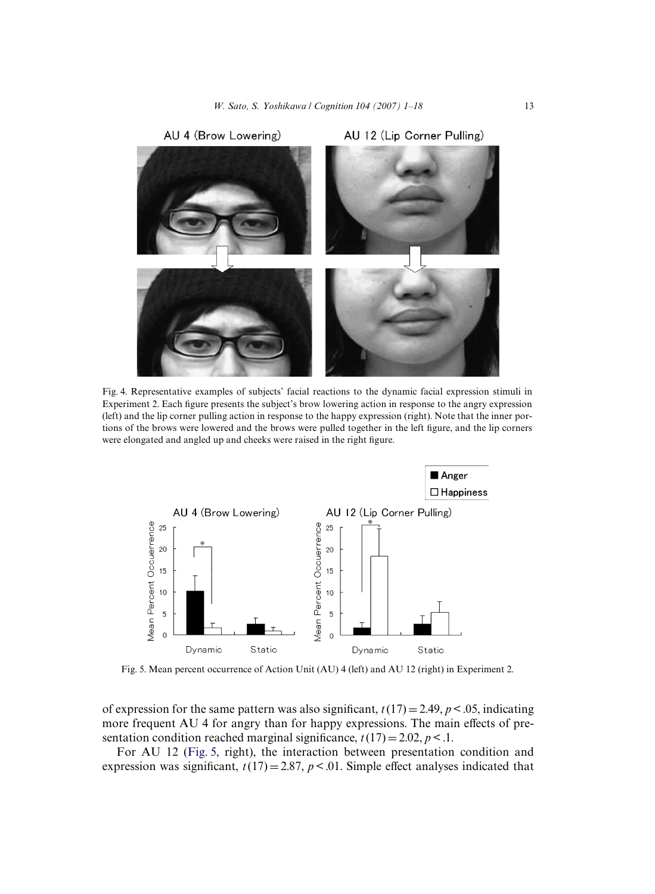Fig. 4. Representative examples of subjects' facial reactions to the dynamic facial expression stimuli in Experiment 2. Each figure presents the subject's brow lowering action in response to the angry expression (left) and the lip corner pulling action in response to the happy expression (right). Note that the inner portions of the brows were lowered and the brows were pulled together in the left figure, and the lip corners were elongated and angled up and cheeks were raised in the right figure.

Fig. 5. Mean percent occurrence of Action Unit (AU) 4 (left) and AU 12 (right) in Experiment 2.

of expression for the same pattern was also significant, $t(17) = 2.49$, $p < .05$, indicating more frequent AU 4 for angry than for happy expressions. The main effects of presentation condition reached marginal significance, $t(17) = 2.02$, $p < .1$.

For AU 12 (Fig. 5, right), the interaction between presentation condition and expression was significant, $t(17) = 2.87$, $p < .01$. Simple effect analyses indicated that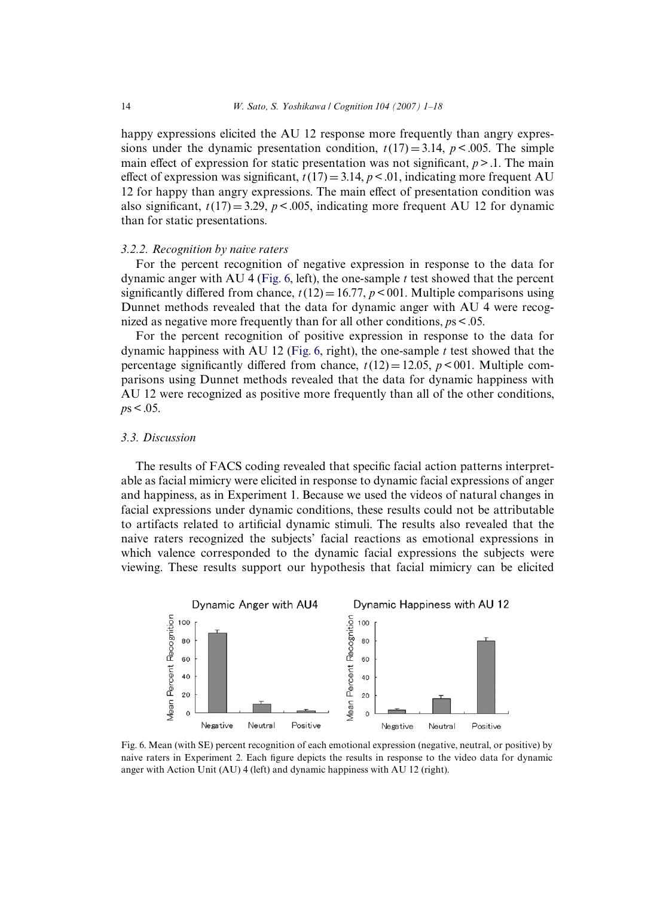happy expressions elicited the AU 12 response more frequently than angry expressions under the dynamic presentation condition, $t(17) = 3.14$, $p < .005$. The simple main effect of expression for static presentation was not significant, $p > .1$. The main effect of expression was significant, $t(17) = 3.14$, $p < .01$, indicating more frequent AU 12 for happy than angry expressions. The main effect of presentation condition was also significant, $t(17) = 3.29$, $p < .005$, indicating more frequent AU 12 for dynamic than for static presentations.

### *3.2.2. Recognition by naive raters*

For the percent recognition of negative expression in response to the data for dynamic anger with AU 4 (Fig. 6, left), the one-sample *t* test showed that the percent significantly differed from chance, $t(12) = 16.77$, $p < 001$. Multiple comparisons using Dunnet methods revealed that the data for dynamic anger with AU 4 were recognized as negative more frequently than for all other conditions, $ps < .05$.

For the percent recognition of positive expression in response to the data for dynamic happiness with AU 12 (Fig. 6, right), the one-sample *t* test showed that the percentage significantly differed from chance, $t(12) = 12.05$, $p < 001$. Multiple comparisons using Dunnet methods revealed that the data for dynamic happiness with AU 12 were recognized as positive more frequently than all of the other conditions, $ps < .05$.

### *3.3. Discussion*

The results of FACS coding revealed that specific facial action patterns interpretable as facial mimicry were elicited in response to dynamic facial expressions of anger and happiness, as in Experiment 1. Because we used the videos of natural changes in facial expressions under dynamic conditions, these results could not be attributable to artifacts related to artificial dynamic stimuli. The results also revealed that the naive raters recognized the subjects' facial reactions as emotional expressions in which valence corresponded to the dynamic facial expressions the subjects were viewing. These results support our hypothesis that facial mimicry can be elicited

Fig. 6. Mean (with SE) percent recognition of each emotional expression (negative, neutral, or positive) by naive raters in Experiment 2. Each figure depicts the results in response to the video data for dynamic anger with Action Unit (AU) 4 (left) and dynamic happiness with AU 12 (right).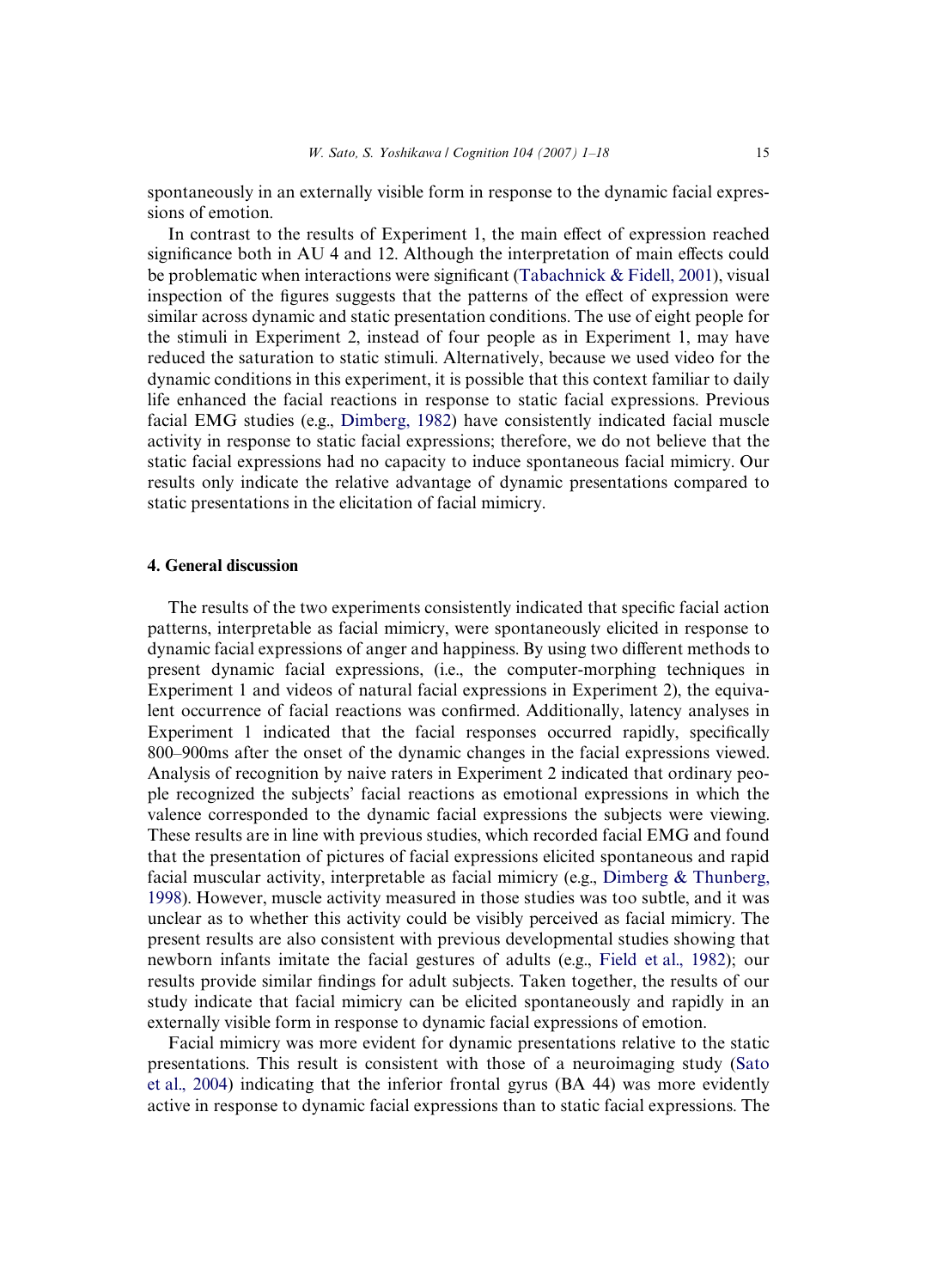spontaneously in an externally visible form in response to the dynamic facial expressions of emotion.

In contrast to the results of Experiment 1, the main effect of expression reached significance both in AU 4 and 12. Although the interpretation of main effects could be problematic when interactions were significant (Tabachnick & Fidell, 2001), visual inspection of the figures suggests that the patterns of the effect of expression were similar across dynamic and static presentation conditions. The use of eight people for the stimuli in Experiment 2, instead of four people as in Experiment 1, may have reduced the saturation to static stimuli. Alternatively, because we used video for the dynamic conditions in this experiment, it is possible that this context familiar to daily life enhanced the facial reactions in response to static facial expressions. Previous facial EMG studies (e.g., Dimberg, 1982) have consistently indicated facial muscle activity in response to static facial expressions; therefore, we do not believe that the static facial expressions had no capacity to induce spontaneous facial mimicry. Our results only indicate the relative advantage of dynamic presentations compared to static presentations in the elicitation of facial mimicry.

## 4. General discussion

The results of the two experiments consistently indicated that specific facial action patterns, interpretable as facial mimicry, were spontaneously elicited in response to dynamic facial expressions of anger and happiness. By using two different methods to present dynamic facial expressions, (i.e., the computer-morphing techniques in Experiment 1 and videos of natural facial expressions in Experiment 2), the equivalent occurrence of facial reactions was confirmed. Additionally, latency analyses in Experiment 1 indicated that the facial responses occurred rapidly, specifically 800–900ms after the onset of the dynamic changes in the facial expressions viewed. Analysis of recognition by naive raters in Experiment 2 indicated that ordinary people recognized the subjects' facial reactions as emotional expressions in which the valence corresponded to the dynamic facial expressions the subjects were viewing. These results are in line with previous studies, which recorded facial EMG and found that the presentation of pictures of facial expressions elicited spontaneous and rapid facial muscular activity, interpretable as facial mimicry (e.g., Dimberg & Thunberg, 1998). However, muscle activity measured in those studies was too subtle, and it was unclear as to whether this activity could be visibly perceived as facial mimicry. The present results are also consistent with previous developmental studies showing that newborn infants imitate the facial gestures of adults (e.g., Field et al., 1982); our results provide similar findings for adult subjects. Taken together, the results of our study indicate that facial mimicry can be elicited spontaneously and rapidly in an externally visible form in response to dynamic facial expressions of emotion.

Facial mimicry was more evident for dynamic presentations relative to the static presentations. This result is consistent with those of a neuroimaging study (Sato et al., 2004) indicating that the inferior frontal gyrus (BA 44) was more evidently active in response to dynamic facial expressions than to static facial expressions. The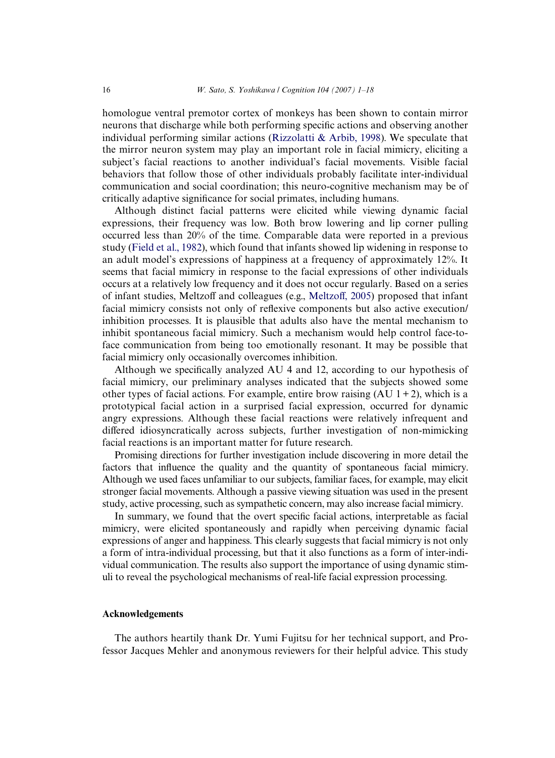homologue ventral premotor cortex of monkeys has been shown to contain mirror neurons that discharge while both performing specific actions and observing another individual performing similar actions (Rizzolatti & Arbib, 1998). We speculate that the mirror neuron system may play an important role in facial mimicry, eliciting a subject's facial reactions to another individual's facial movements. Visible facial behaviors that follow those of other individuals probably facilitate inter-individual communication and social coordination; this neuro-cognitive mechanism may be of critically adaptive significance for social primates, including humans.

Although distinct facial patterns were elicited while viewing dynamic facial expressions, their frequency was low. Both brow lowering and lip corner pulling occurred less than 20% of the time. Comparable data were reported in a previous study (Field et al., 1982), which found that infants showed lip widening in response to an adult model's expressions of happiness at a frequency of approximately 12%. It seems that facial mimicry in response to the facial expressions of other individuals occurs at a relatively low frequency and it does not occur regularly. Based on a series of infant studies, Meltzoff and colleagues (e.g., Meltzoff, 2005) proposed that infant facial mimicry consists not only of reflexive components but also active execution/inhibition processes. It is plausible that adults also have the mental mechanism to inhibit spontaneous facial mimicry. Such a mechanism would help control face-to-face communication from being too emotionally resonant. It may be possible that facial mimicry only occasionally overcomes inhibition.

Although we specifically analyzed AU 4 and 12, according to our hypothesis of facial mimicry, our preliminary analyses indicated that the subjects showed some other types of facial actions. For example, entire brow raising (AU 1 + 2), which is a prototypical facial action in a surprised facial expression, occurred for dynamic angry expressions. Although these facial reactions were relatively infrequent and differed idiosyncratically across subjects, further investigation of non-mimicking facial reactions is an important matter for future research.

Promising directions for further investigation include discovering in more detail the factors that influence the quality and the quantity of spontaneous facial mimicry. Although we used faces unfamiliar to our subjects, familiar faces, for example, may elicit stronger facial movements. Although a passive viewing situation was used in the present study, active processing, such as sympathetic concern, may also increase facial mimicry.

In summary, we found that the overt specific facial actions, interpretable as facial mimicry, were elicited spontaneously and rapidly when perceiving dynamic facial expressions of anger and happiness. This clearly suggests that facial mimicry is not only a form of intra-individual processing, but that it also functions as a form of inter-individual communication. The results also support the importance of using dynamic stimuli to reveal the psychological mechanisms of real-life facial expression processing.

## Acknowledgements

The authors heartily thank Dr. Yumi Fujitsu for her technical support, and Professor Jacques Mehler and anonymous reviewers for their helpful advice. This study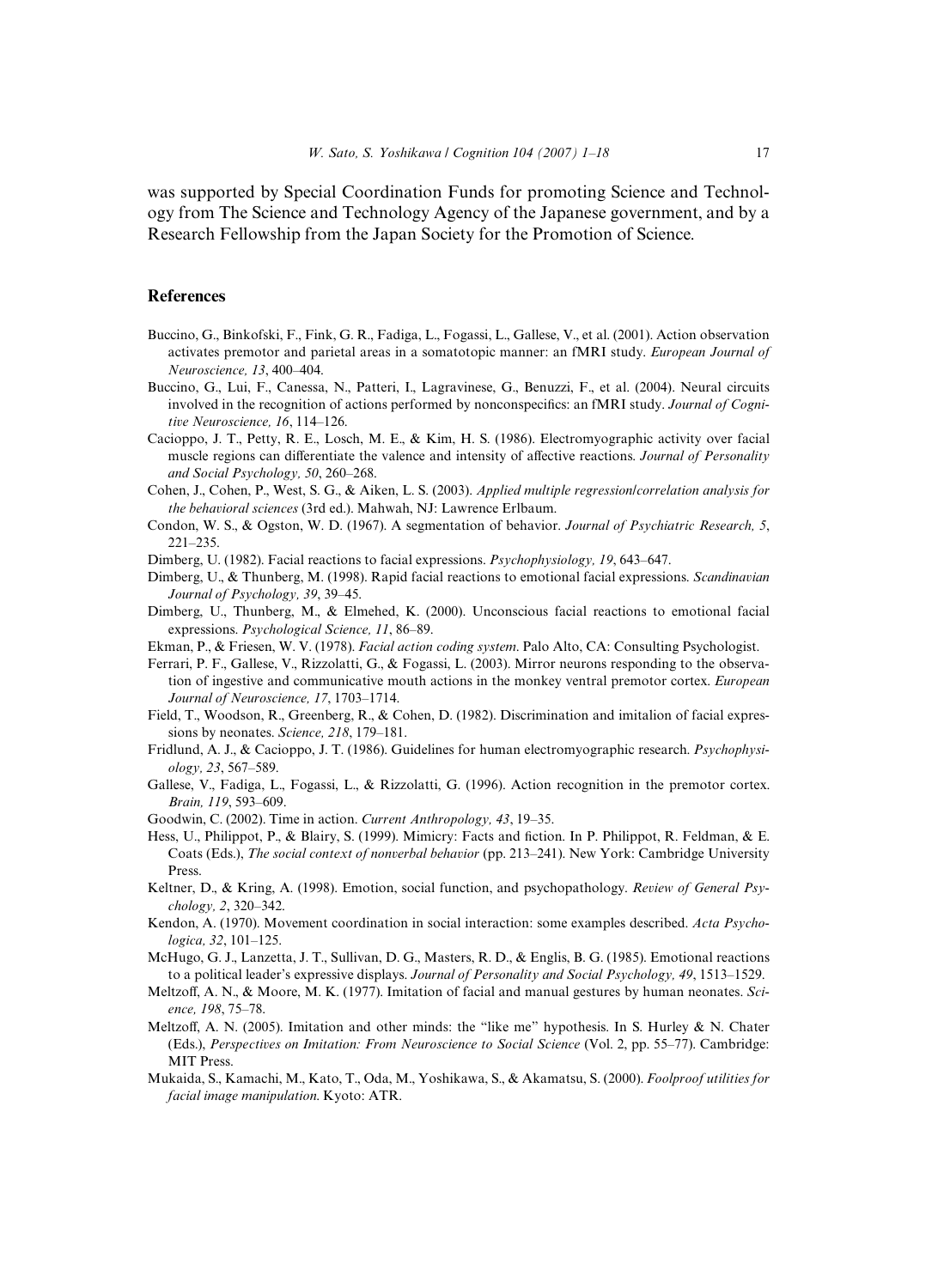was supported by Special Coordination Funds for promoting Science and Technology from The Science and Technology Agency of the Japanese government, and by a Research Fellowship from the Japan Society for the Promotion of Science.

## References

Buccino, G., Binkofski, F., Fink, G. R., Fadiga, L., Fogassi, L., Gallese, V., et al. (2001). Action observation activates premotor and parietal areas in a somatotopic manner: an fMRI study. *European Journal of Neuroscience, 13*, 400–404.

Buccino, G., Lui, F., Canessa, N., Patteri, I., Lagravinese, G., Benuzzi, F., et al. (2004). Neural circuits involved in the recognition of actions performed by nonconspecifics: an fMRI study. *Journal of Cognitive Neuroscience, 16*, 114–126.

Cacioppo, J. T., Petty, R. E., Losch, M. E., & Kim, H. S. (1986). Electromyographic activity over facial muscle regions can differentiate the valence and intensity of affective reactions. *Journal of Personality and Social Psychology, 50*, 260–268.

Cohen, J., Cohen, P., West, S. G., & Aiken, L. S. (2003). *Applied multiple regression/correlation analysis for the behavioral sciences* (3rd ed.). Mahwah, NJ: Lawrence Erlbaum.

Condon, W. S., & Ogston, W. D. (1967). A segmentation of behavior. *Journal of Psychiatric Research, 5*, 221–235.

Dimberg, U. (1982). Facial reactions to facial expressions. *Psychophysiology, 19*, 643–647.

Dimberg, U., & Thunberg, M. (1998). Rapid facial reactions to emotional facial expressions. *Scandinavian Journal of Psychology, 39*, 39–45.

Dimberg, U., Thunberg, M., & Elmehed, K. (2000). Unconscious facial reactions to emotional facial expressions. *Psychological Science, 11*, 86–89.

Ekman, P., & Friesen, W. V. (1978). *Facial action coding system*. Palo Alto, CA: Consulting Psychologist.

Ferrari, P. F., Gallese, V., Rizzolatti, G., & Fogassi, L. (2003). Mirror neurons responding to the observation of ingestive and communicative mouth actions in the monkey ventral premotor cortex. *European Journal of Neuroscience, 17*, 1703–1714.

Field, T., Woodson, R., Greenberg, R., & Cohen, D. (1982). Discrimination and imitalion of facial expressions by neonates. *Science, 218*, 179–181.

Fridlund, A. J., & Cacioppo, J. T. (1986). Guidelines for human electromyographic research. *Psychophysiology, 23*, 567–589.

Gallese, V., Fadiga, L., Fogassi, L., & Rizzolatti, G. (1996). Action recognition in the premotor cortex. *Brain, 119*, 593–609.

Goodwin, C. (2002). Time in action. *Current Anthropology, 43*, 19–35.

Hess, U., Philippot, P., & Blairy, S. (1999). Mimicry: Facts and fiction. In P. Philippot, R. Feldman, & E. Coats (Eds.), *The social context of nonverbal behavior* (pp. 213–241). New York: Cambridge University Press.

Keltner, D., & Kring, A. (1998). Emotion, social function, and psychopathology. *Review of General Psychology, 2*, 320–342.

Kendon, A. (1970). Movement coordination in social interaction: some examples described. *Acta Psychologica, 32*, 101–125.

McHugo, G. J., Lanzetta, J. T., Sullivan, D. G., Masters, R. D., & Englis, B. G. (1985). Emotional reactions to a political leader's expressive displays. *Journal of Personality and Social Psychology, 49*, 1513–1529.

Meltzoff, A. N., & Moore, M. K. (1977). Imitation of facial and manual gestures by human neonates. *Science, 198*, 75–78.

Meltzoff, A. N. (2005). Imitation and other minds: the "like me" hypothesis. In S. Hurley & N. Chater (Eds.), *Perspectives on Imitation: From Neuroscience to Social Science* (Vol. 2, pp. 55–77). Cambridge: MIT Press.

Mukaida, S., Kamachi, M., Kato, T., Oda, M., Yoshikawa, S., & Akamatsu, S. (2000). *Foolproof utilities for facial image manipulation*. Kyoto: ATR.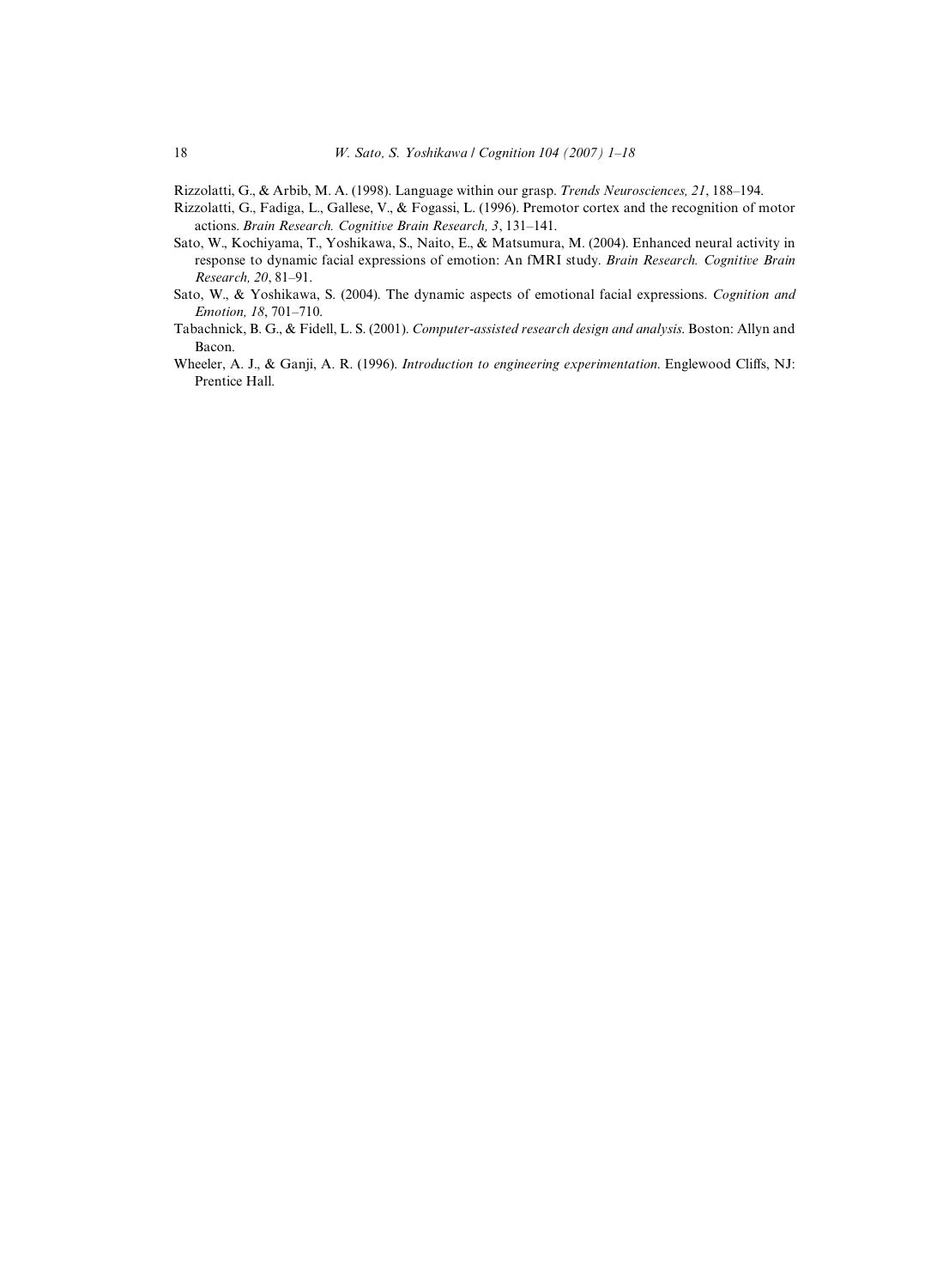Rizzolatti, G., & Arbib, M. A. (1998). Language within our grasp. *Trends Neurosciences, 21*, 188–194.

Rizzolatti, G., Fadiga, L., Gallese, V., & Fogassi, L. (1996). Premotor cortex and the recognition of motor actions. *Brain Research. Cognitive Brain Research, 3*, 131–141.

Sato, W., Kochiyama, T., Yoshikawa, S., Naito, E., & Matsumura, M. (2004). Enhanced neural activity in response to dynamic facial expressions of emotion: An fMRI study. *Brain Research. Cognitive Brain Research, 20*, 81–91.

Sato, W., & Yoshikawa, S. (2004). The dynamic aspects of emotional facial expressions. *Cognition and Emotion, 18*, 701–710.

Tabachnick, B. G., & Fidell, L. S. (2001). *Computer-assisted research design and analysis*. Boston: Allyn and Bacon.

Wheeler, A. J., & Ganji, A. R. (1996). *Introduction to engineering experimentation*. Englewood Cliffs, NJ: Prentice Hall.